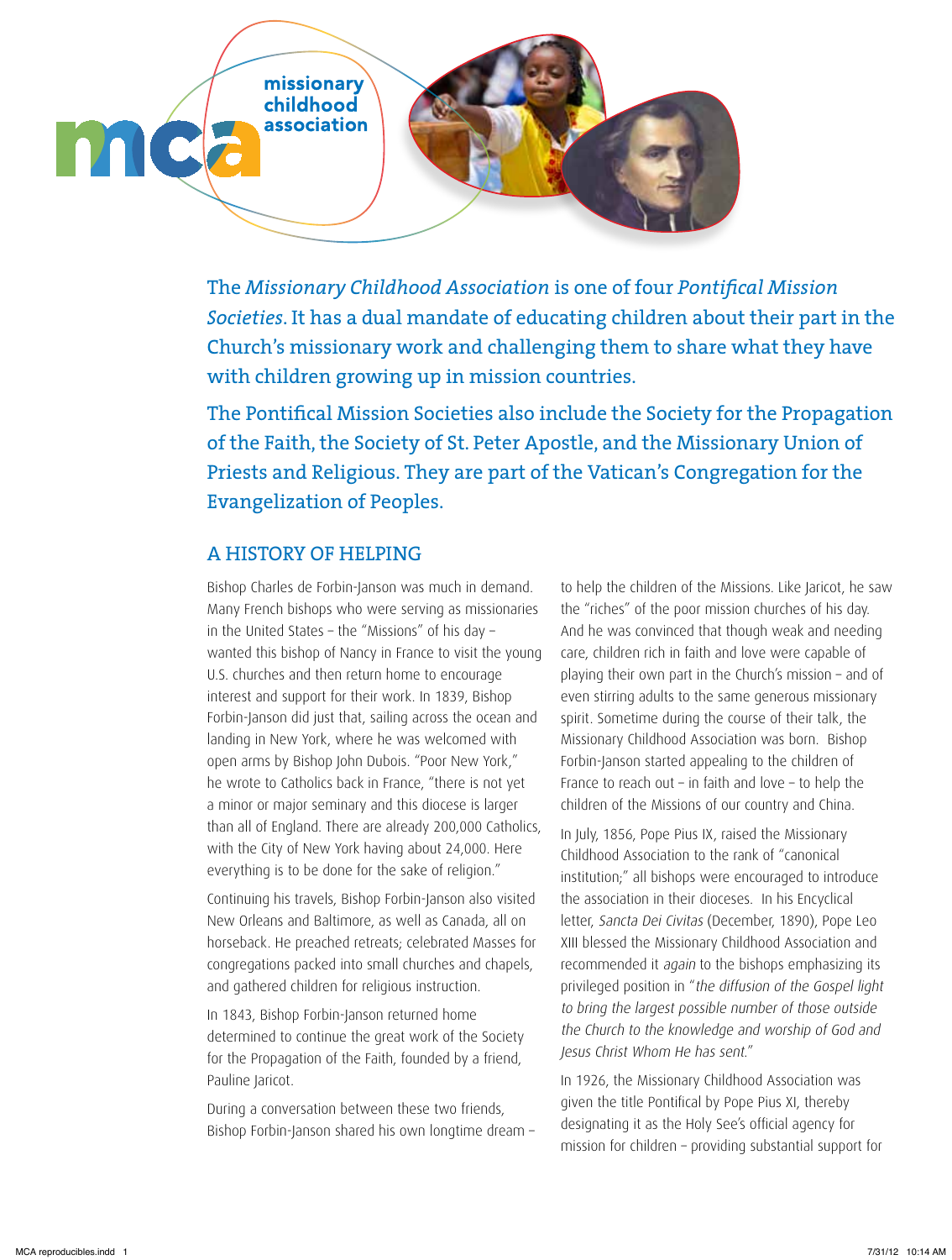missionary childhood association

The *Missionary Childhood Association* is one of four *Pontifical Mission Societies*. It has a dual mandate of educating children about their part in the Church's missionary work and challenging them to share what they have with children growing up in mission countries.

The Pontifical Mission Societies also include the Society for the Propagation of the Faith, the Society of St. Peter Apostle, and the Missionary Union of Priests and Religious. They are part of the Vatican's Congregation for the Evangelization of Peoples.

## A HISTORY OF HELPING

Bishop Charles de Forbin-Janson was much in demand. Many French bishops who were serving as missionaries in the United States – the "Missions" of his day – wanted this bishop of Nancy in France to visit the young U.S. churches and then return home to encourage interest and support for their work. In 1839, Bishop Forbin-Janson did just that, sailing across the ocean and landing in New York, where he was welcomed with open arms by Bishop John Dubois. "Poor New York," he wrote to Catholics back in France, "there is not yet a minor or major seminary and this diocese is larger than all of England. There are already 200,000 Catholics, with the City of New York having about 24,000. Here everything is to be done for the sake of religion."

Continuing his travels, Bishop Forbin-Janson also visited New Orleans and Baltimore, as well as Canada, all on horseback. He preached retreats; celebrated Masses for congregations packed into small churches and chapels, and gathered children for religious instruction.

In 1843, Bishop Forbin-Janson returned home determined to continue the great work of the Society for the Propagation of the Faith, founded by a friend, Pauline Jaricot.

During a conversation between these two friends, Bishop Forbin-Janson shared his own longtime dream – to help the children of the Missions. Like Jaricot, he saw the "riches" of the poor mission churches of his day. And he was convinced that though weak and needing care, children rich in faith and love were capable of playing their own part in the Church's mission – and of even stirring adults to the same generous missionary spirit. Sometime during the course of their talk, the Missionary Childhood Association was born. Bishop Forbin-Janson started appealing to the children of France to reach out – in faith and love – to help the children of the Missions of our country and China.

In July, 1856, Pope Pius IX, raised the Missionary Childhood Association to the rank of "canonical institution;" all bishops were encouraged to introduce the association in their dioceses. In his Encyclical letter, *Sancta Dei Civitas* (December, 1890), Pope Leo XIII blessed the Missionary Childhood Association and recommended it *again* to the bishops emphasizing its privileged position in "*the diffusion of the Gospel light to bring the largest possible number of those outside the Church to the knowledge and worship of God and Jesus Christ Whom He has sent.*"

In 1926, the Missionary Childhood Association was given the title Pontifical by Pope Pius XI, thereby designating it as the Holy See's official agency for mission for children – providing substantial support for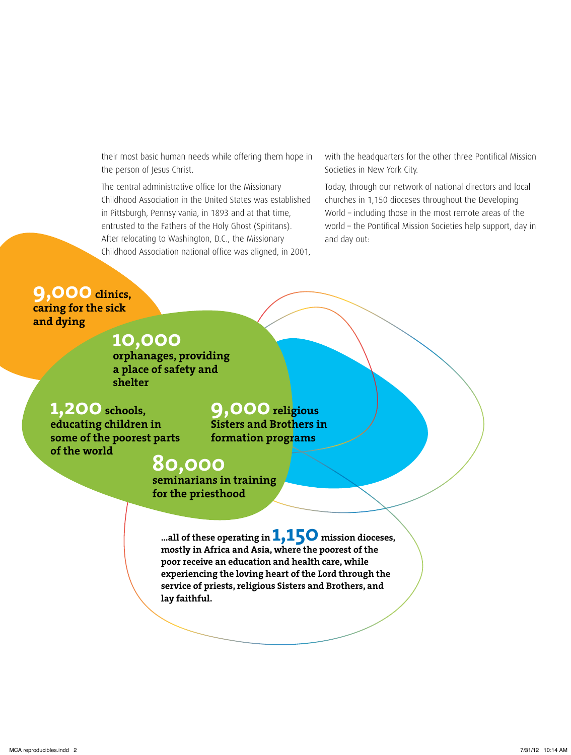their most basic human needs while offering them hope in the person of Jesus Christ.

The central administrative office for the Missionary Childhood Association in the United States was established in Pittsburgh, Pennsylvania, in 1893 and at that time, entrusted to the Fathers of the Holy Ghost (Spiritans). After relocating to Washington, D.C., the Missionary Childhood Association national office was aligned, in 2001, with the headquarters for the other three Pontifical Mission Societies in New York City.

Today, through our network of national directors and local churches in 1,150 dioceses throughout the Developing World – including those in the most remote areas of the world – the Pontifical Mission Societies help support, day in and day out:

**9,000 clinics, caring for the sick and dying**

**10,000 orphanages, providing a place of safety and shelter**

**1,200 schools, educating children in some of the poorest parts of the world**

**9,000 religious Sisters and Brothers in formation programs**

**80,000 seminarians in training for the priesthood**

**...all of these operating in 1,150 mission dioceses, mostly in Africa and Asia, where the poorest of the poor receive an education and health care, while experiencing the loving heart of the Lord through the service of priests, religious Sisters and Brothers, and lay faithful.**